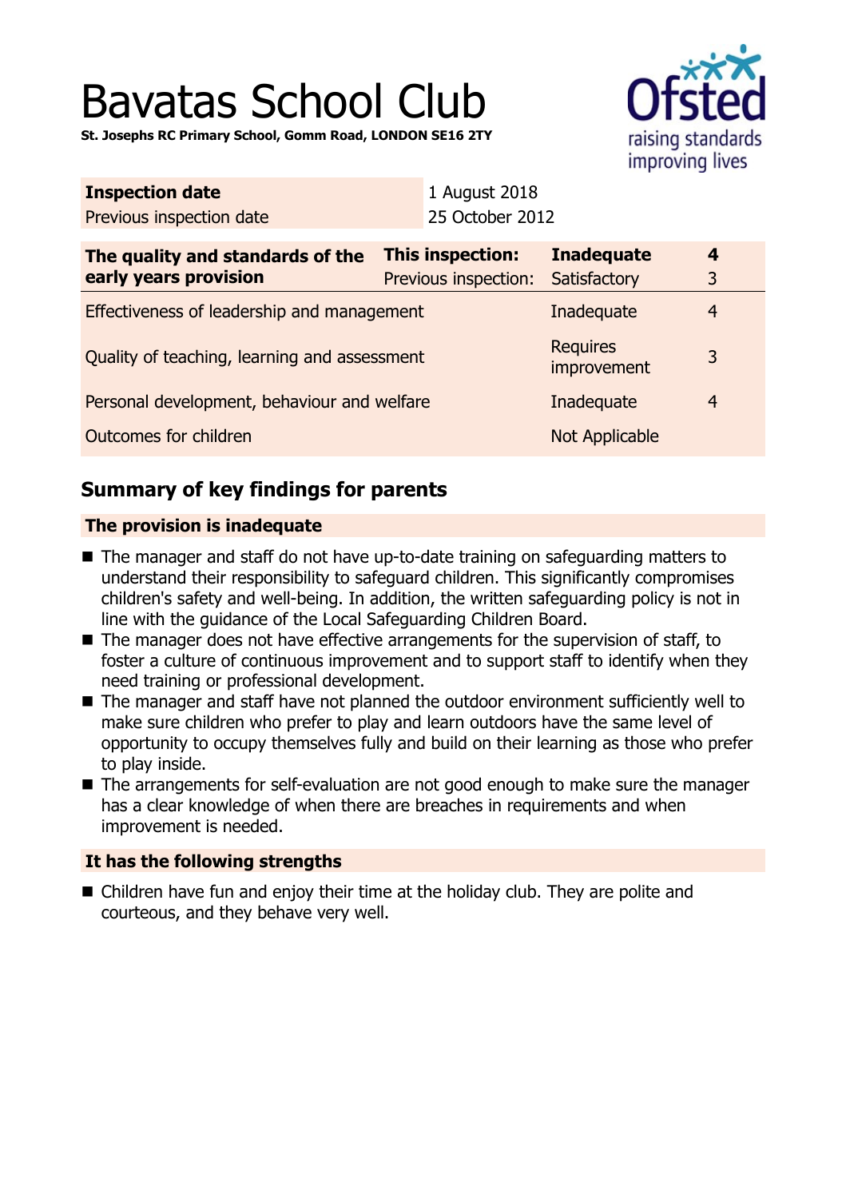# Bavatas School Club

**St. Josephs RC Primary School, Gomm Road, LONDON SE16 2TY**

| | |
|---|---|
| **Inspection date** | 1 August 2018 |
| Previous inspection date | 25 October 2012 |

| **The quality and standards of the early years provision** | **This inspection:** | **Inadequate** | **4** |
|---|---|---|---|
| | Previous inspection: | Satisfactory | 3 |
| Effectiveness of leadership and management | | Inadequate | 4 |
| Quality of teaching, learning and assessment | | Requires improvement | 3 |
| Personal development, behaviour and welfare | | Inadequate | 4 |
| Outcomes for children | | Not Applicable | |

## Summary of key findings for parents

### The provision is inadequate

- The manager and staff do not have up-to-date training on safeguarding matters to understand their responsibility to safeguard children. This significantly compromises children's safety and well-being. In addition, the written safeguarding policy is not in line with the guidance of the Local Safeguarding Children Board.
- The manager does not have effective arrangements for the supervision of staff, to foster a culture of continuous improvement and to support staff to identify when they need training or professional development.
- The manager and staff have not planned the outdoor environment sufficiently well to make sure children who prefer to play and learn outdoors have the same level of opportunity to occupy themselves fully and build on their learning as those who prefer to play inside.
- The arrangements for self-evaluation are not good enough to make sure the manager has a clear knowledge of when there are breaches in requirements and when improvement is needed.

### It has the following strengths

- Children have fun and enjoy their time at the holiday club. They are polite and courteous, and they behave very well.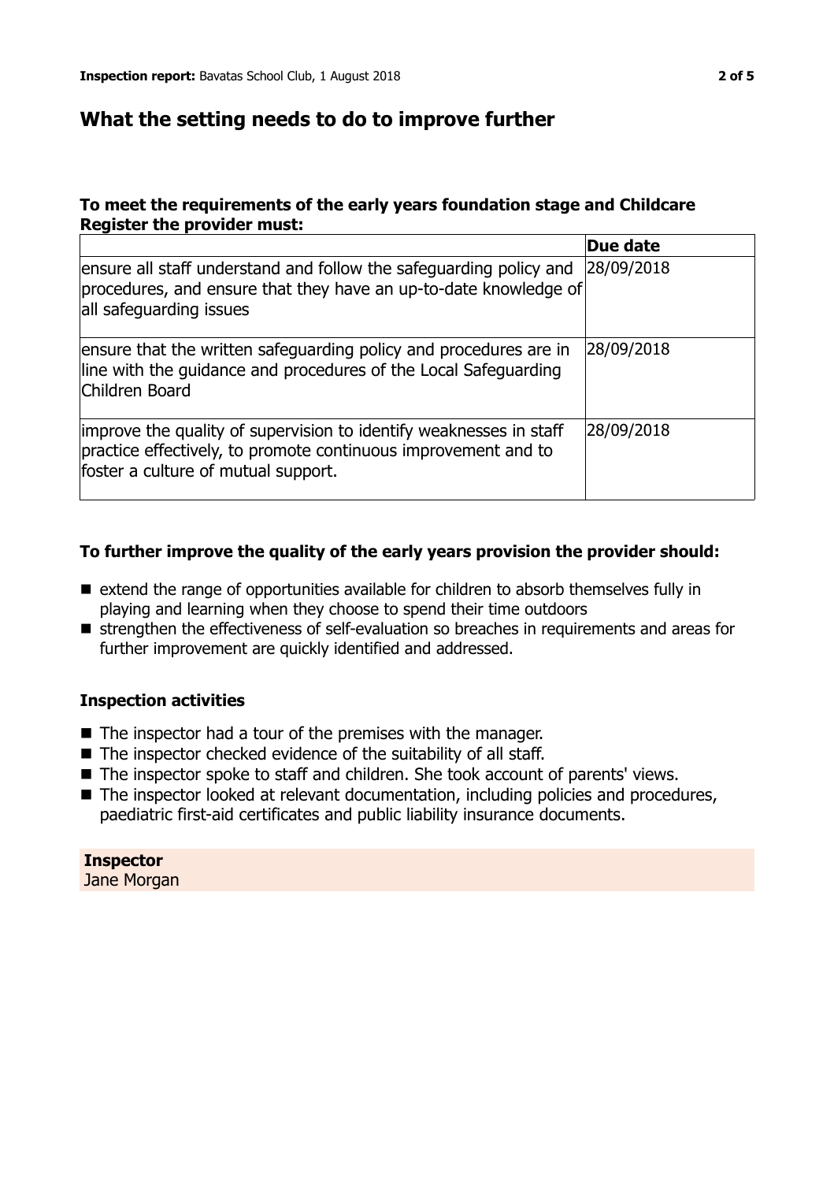## What the setting needs to do to improve further

### To meet the requirements of the early years foundation stage and Childcare Register the provider must:

| | Due date |
|---|---|
| ensure all staff understand and follow the safeguarding policy and procedures, and ensure that they have an up-to-date knowledge of all safeguarding issues | 28/09/2018 |
| ensure that the written safeguarding policy and procedures are in line with the guidance and procedures of the Local Safeguarding Children Board | 28/09/2018 |
| improve the quality of supervision to identify weaknesses in staff practice effectively, to promote continuous improvement and to foster a culture of mutual support. | 28/09/2018 |

### To further improve the quality of the early years provision the provider should:

- extend the range of opportunities available for children to absorb themselves fully in playing and learning when they choose to spend their time outdoors
- strengthen the effectiveness of self-evaluation so breaches in requirements and areas for further improvement are quickly identified and addressed.

### Inspection activities

- The inspector had a tour of the premises with the manager.
- The inspector checked evidence of the suitability of all staff.
- The inspector spoke to staff and children. She took account of parents' views.
- The inspector looked at relevant documentation, including policies and procedures, paediatric first-aid certificates and public liability insurance documents.

**Inspector**
Jane Morgan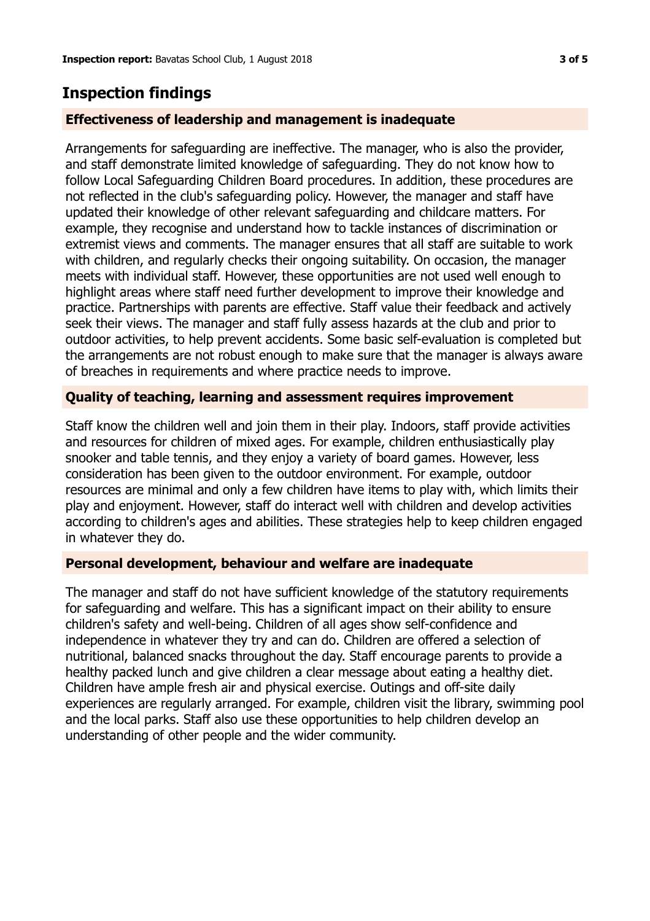## Inspection findings

### Effectiveness of leadership and management is inadequate

Arrangements for safeguarding are ineffective. The manager, who is also the provider, and staff demonstrate limited knowledge of safeguarding. They do not know how to follow Local Safeguarding Children Board procedures. In addition, these procedures are not reflected in the club's safeguarding policy. However, the manager and staff have updated their knowledge of other relevant safeguarding and childcare matters. For example, they recognise and understand how to tackle instances of discrimination or extremist views and comments. The manager ensures that all staff are suitable to work with children, and regularly checks their ongoing suitability. On occasion, the manager meets with individual staff. However, these opportunities are not used well enough to highlight areas where staff need further development to improve their knowledge and practice. Partnerships with parents are effective. Staff value their feedback and actively seek their views. The manager and staff fully assess hazards at the club and prior to outdoor activities, to help prevent accidents. Some basic self-evaluation is completed but the arrangements are not robust enough to make sure that the manager is always aware of breaches in requirements and where practice needs to improve.

### Quality of teaching, learning and assessment requires improvement

Staff know the children well and join them in their play. Indoors, staff provide activities and resources for children of mixed ages. For example, children enthusiastically play snooker and table tennis, and they enjoy a variety of board games. However, less consideration has been given to the outdoor environment. For example, outdoor resources are minimal and only a few children have items to play with, which limits their play and enjoyment. However, staff do interact well with children and develop activities according to children's ages and abilities. These strategies help to keep children engaged in whatever they do.

### Personal development, behaviour and welfare are inadequate

The manager and staff do not have sufficient knowledge of the statutory requirements for safeguarding and welfare. This has a significant impact on their ability to ensure children's safety and well-being. Children of all ages show self-confidence and independence in whatever they try and can do. Children are offered a selection of nutritional, balanced snacks throughout the day. Staff encourage parents to provide a healthy packed lunch and give children a clear message about eating a healthy diet. Children have ample fresh air and physical exercise. Outings and off-site daily experiences are regularly arranged. For example, children visit the library, swimming pool and the local parks. Staff also use these opportunities to help children develop an understanding of other people and the wider community.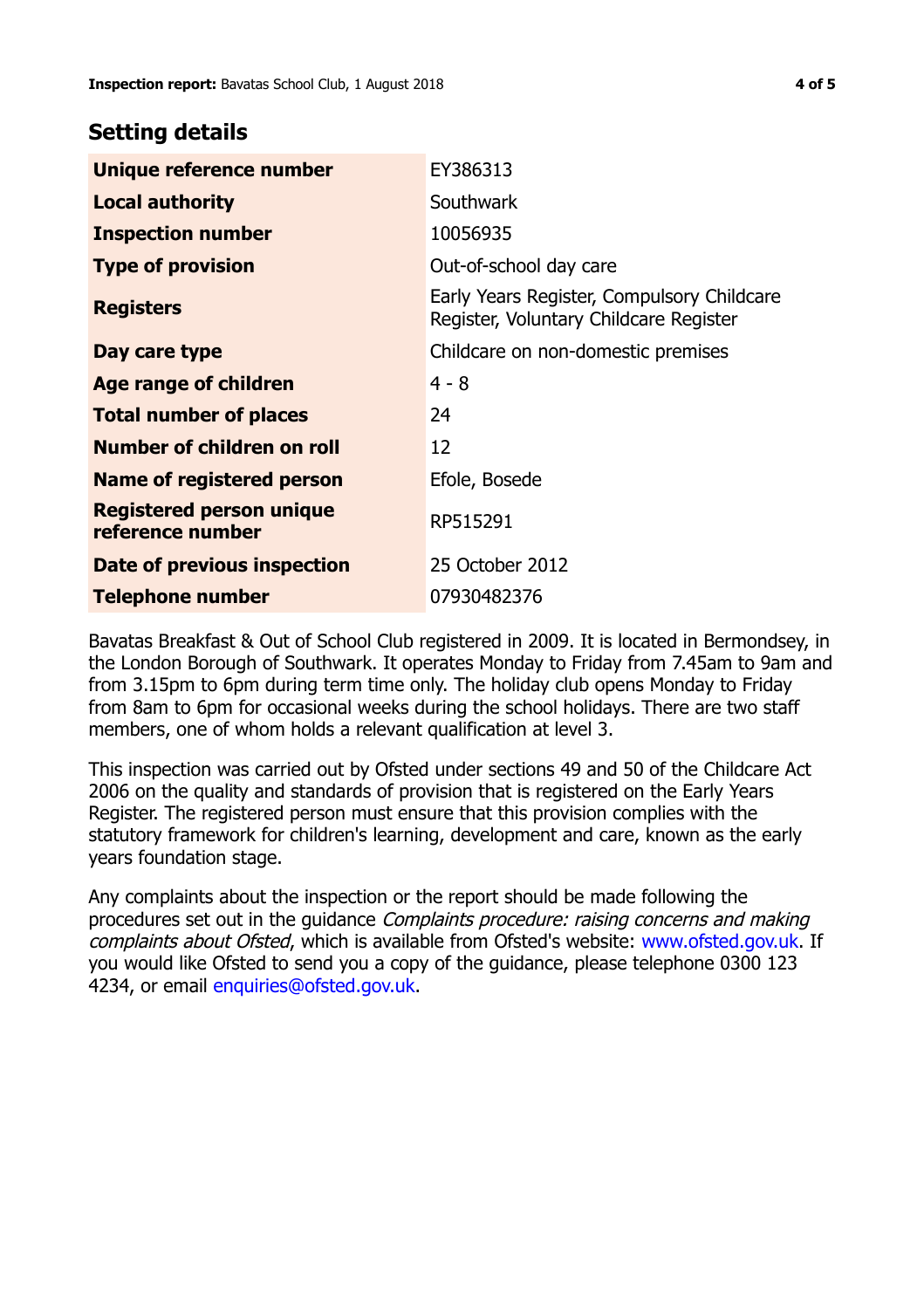## Setting details

| | |
|---|---|
| **Unique reference number** | EY386313 |
| **Local authority** | Southwark |
| **Inspection number** | 10056935 |
| **Type of provision** | Out-of-school day care |
| **Registers** | Early Years Register, Compulsory Childcare Register, Voluntary Childcare Register |
| **Day care type** | Childcare on non-domestic premises |
| **Age range of children** | 4 - 8 |
| **Total number of places** | 24 |
| **Number of children on roll** | 12 |
| **Name of registered person** | Efole, Bosede |
| **Registered person unique reference number** | RP515291 |
| **Date of previous inspection** | 25 October 2012 |
| **Telephone number** | 07930482376 |

Bavatas Breakfast & Out of School Club registered in 2009. It is located in Bermondsey, in the London Borough of Southwark. It operates Monday to Friday from 7.45am to 9am and from 3.15pm to 6pm during term time only. The holiday club opens Monday to Friday from 8am to 6pm for occasional weeks during the school holidays. There are two staff members, one of whom holds a relevant qualification at level 3.

This inspection was carried out by Ofsted under sections 49 and 50 of the Childcare Act 2006 on the quality and standards of provision that is registered on the Early Years Register. The registered person must ensure that this provision complies with the statutory framework for children's learning, development and care, known as the early years foundation stage.

Any complaints about the inspection or the report should be made following the procedures set out in the guidance *Complaints procedure: raising concerns and making complaints about Ofsted*, which is available from Ofsted's website: www.ofsted.gov.uk. If you would like Ofsted to send you a copy of the guidance, please telephone 0300 123 4234, or email enquiries@ofsted.gov.uk.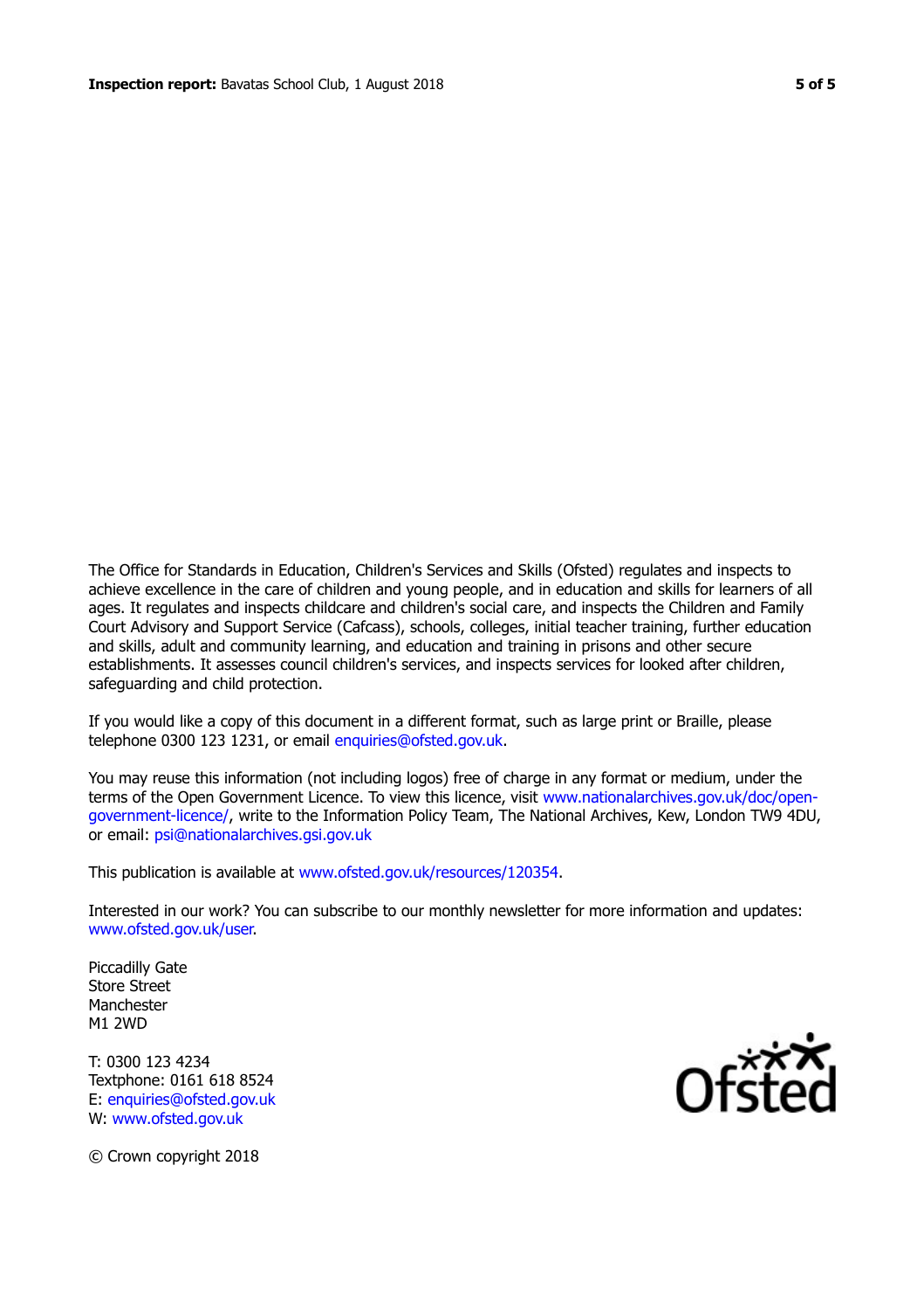The Office for Standards in Education, Children's Services and Skills (Ofsted) regulates and inspects to achieve excellence in the care of children and young people, and in education and skills for learners of all ages. It regulates and inspects childcare and children's social care, and inspects the Children and Family Court Advisory and Support Service (Cafcass), schools, colleges, initial teacher training, further education and skills, adult and community learning, and education and training in prisons and other secure establishments. It assesses council children's services, and inspects services for looked after children, safeguarding and child protection.

If you would like a copy of this document in a different format, such as large print or Braille, please telephone 0300 123 1231, or email enquiries@ofsted.gov.uk.

You may reuse this information (not including logos) free of charge in any format or medium, under the terms of the Open Government Licence. To view this licence, visit www.nationalarchives.gov.uk/doc/open-government-licence/, write to the Information Policy Team, The National Archives, Kew, London TW9 4DU, or email: psi@nationalarchives.gsi.gov.uk

This publication is available at www.ofsted.gov.uk/resources/120354.

Interested in our work? You can subscribe to our monthly newsletter for more information and updates: www.ofsted.gov.uk/user.

Piccadilly Gate  
Store Street  
Manchester  
M1 2WD

T: 0300 123 4234  
Textphone: 0161 618 8524  
E: enquiries@ofsted.gov.uk  
W: www.ofsted.gov.uk

© Crown copyright 2018